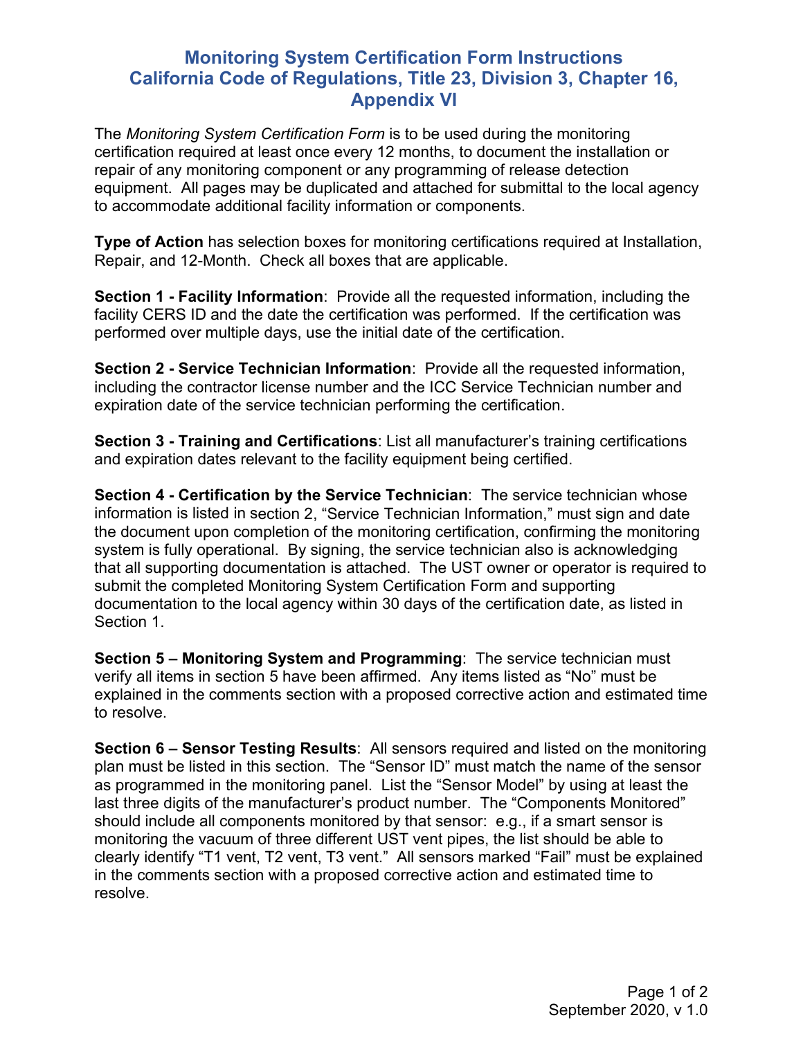# Monitoring System Certification Form Instructions
# California Code of Regulations, Title 23, Division 3, Chapter 16, Appendix VI

The *Monitoring System Certification Form* is to be used during the monitoring certification required at least once every 12 months, to document the installation or repair of any monitoring component or any programming of release detection equipment. All pages may be duplicated and attached for submittal to the local agency to accommodate additional facility information or components.

**Type of Action** has selection boxes for monitoring certifications required at Installation, Repair, and 12-Month. Check all boxes that are applicable.

**Section 1 - Facility Information**: Provide all the requested information, including the facility CERS ID and the date the certification was performed. If the certification was performed over multiple days, use the initial date of the certification.

**Section 2 - Service Technician Information**: Provide all the requested information, including the contractor license number and the ICC Service Technician number and expiration date of the service technician performing the certification.

**Section 3 - Training and Certifications**: List all manufacturer's training certifications and expiration dates relevant to the facility equipment being certified.

**Section 4 - Certification by the Service Technician**: The service technician whose information is listed in section 2, "Service Technician Information," must sign and date the document upon completion of the monitoring certification, confirming the monitoring system is fully operational. By signing, the service technician also is acknowledging that all supporting documentation is attached. The UST owner or operator is required to submit the completed Monitoring System Certification Form and supporting documentation to the local agency within 30 days of the certification date, as listed in Section 1.

**Section 5 – Monitoring System and Programming**: The service technician must verify all items in section 5 have been affirmed. Any items listed as "No" must be explained in the comments section with a proposed corrective action and estimated time to resolve.

**Section 6 – Sensor Testing Results**: All sensors required and listed on the monitoring plan must be listed in this section. The "Sensor ID" must match the name of the sensor as programmed in the monitoring panel. List the "Sensor Model" by using at least the last three digits of the manufacturer's product number. The "Components Monitored" should include all components monitored by that sensor: e.g., if a smart sensor is monitoring the vacuum of three different UST vent pipes, the list should be able to clearly identify "T1 vent, T2 vent, T3 vent." All sensors marked "Fail" must be explained in the comments section with a proposed corrective action and estimated time to resolve.

September 2020, v 1.0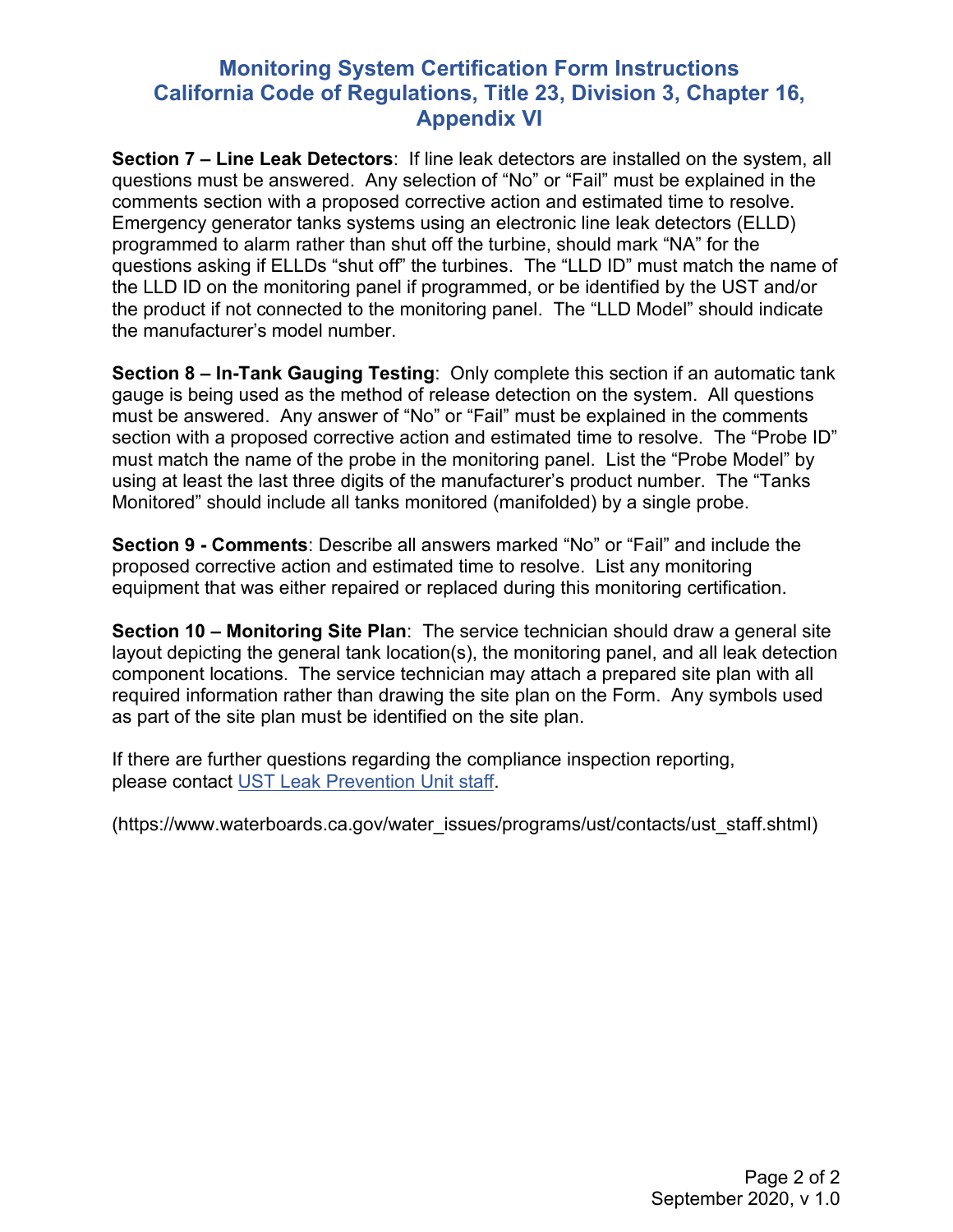# Monitoring System Certification Form Instructions
# California Code of Regulations, Title 23, Division 3, Chapter 16, Appendix VI

**Section 7 – Line Leak Detectors**: If line leak detectors are installed on the system, all questions must be answered. Any selection of “No” or “Fail” must be explained in the comments section with a proposed corrective action and estimated time to resolve. Emergency generator tanks systems using an electronic line leak detectors (ELLD) programmed to alarm rather than shut off the turbine, should mark “NA” for the questions asking if ELLDs “shut off” the turbines. The “LLD ID” must match the name of the LLD ID on the monitoring panel if programmed, or be identified by the UST and/or the product if not connected to the monitoring panel. The “LLD Model” should indicate the manufacturer’s model number.

**Section 8 – In-Tank Gauging Testing**: Only complete this section if an automatic tank gauge is being used as the method of release detection on the system. All questions must be answered. Any answer of “No” or “Fail” must be explained in the comments section with a proposed corrective action and estimated time to resolve. The “Probe ID” must match the name of the probe in the monitoring panel. List the “Probe Model” by using at least the last three digits of the manufacturer’s product number. The “Tanks Monitored” should include all tanks monitored (manifolded) by a single probe.

**Section 9 - Comments**: Describe all answers marked “No” or “Fail” and include the proposed corrective action and estimated time to resolve. List any monitoring equipment that was either repaired or replaced during this monitoring certification.

**Section 10 – Monitoring Site Plan**: The service technician should draw a general site layout depicting the general tank location(s), the monitoring panel, and all leak detection component locations. The service technician may attach a prepared site plan with all required information rather than drawing the site plan on the Form. Any symbols used as part of the site plan must be identified on the site plan.

If there are further questions regarding the compliance inspection reporting, please contact UST Leak Prevention Unit staff.

(https://www.waterboards.ca.gov/water_issues/programs/ust/contacts/ust_staff.shtml)

September 2020, v 1.0